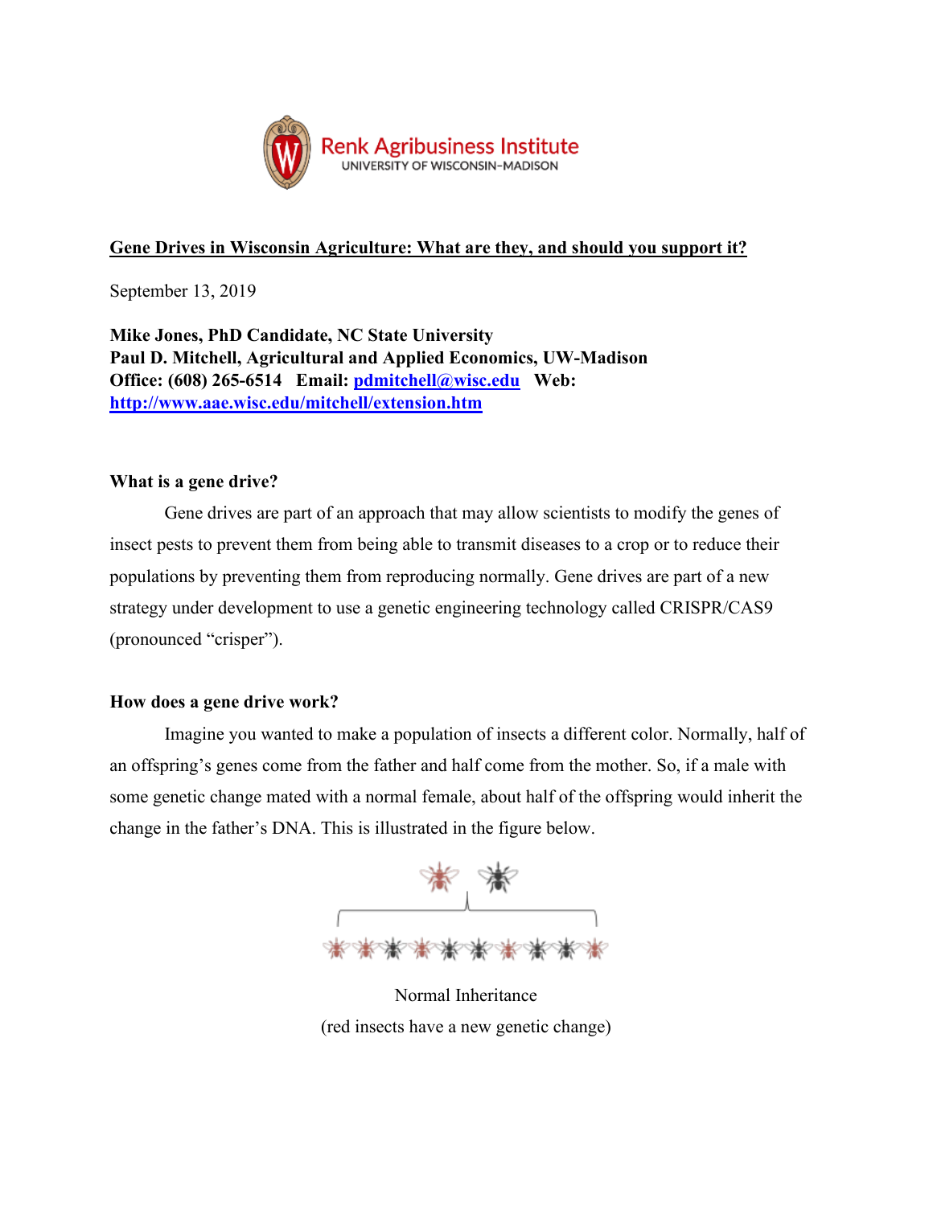Renk Agribusiness Institute
UNIVERSITY OF WISCONSIN–MADISON

# Gene Drives in Wisconsin Agriculture: What are they, and should you support it?

September 13, 2019

**Mike Jones, PhD Candidate, NC State University**
**Paul D. Mitchell, Agricultural and Applied Economics, UW-Madison**
**Office: (608) 265-6514 Email: pdmitchell@wisc.edu Web: http://www.aae.wisc.edu/mitchell/extension.htm**

## What is a gene drive?

Gene drives are part of an approach that may allow scientists to modify the genes of insect pests to prevent them from being able to transmit diseases to a crop or to reduce their populations by preventing them from reproducing normally. Gene drives are part of a new strategy under development to use a genetic engineering technology called CRISPR/CAS9 (pronounced "crisper").

## How does a gene drive work?

Imagine you wanted to make a population of insects a different color. Normally, half of an offspring's genes come from the father and half come from the mother. So, if a male with some genetic change mated with a normal female, about half of the offspring would inherit the change in the father's DNA. This is illustrated in the figure below.

Normal Inheritance
(red insects have a new genetic change)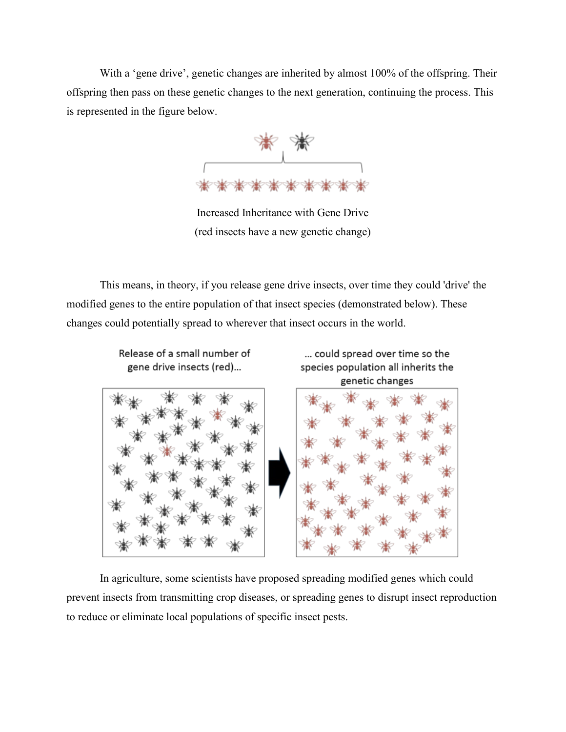With a 'gene drive', genetic changes are inherited by almost 100% of the offspring. Their offspring then pass on these genetic changes to the next generation, continuing the process. This is represented in the figure below.

Increased Inheritance with Gene Drive
(red insects have a new genetic change)

This means, in theory, if you release gene drive insects, over time they could 'drive' the modified genes to the entire population of that insect species (demonstrated below). These changes could potentially spread to wherever that insect occurs in the world.

Release of a small number of gene drive insects (red)... ... could spread over time so the species population all inherits the genetic changes

In agriculture, some scientists have proposed spreading modified genes which could prevent insects from transmitting crop diseases, or spreading genes to disrupt insect reproduction to reduce or eliminate local populations of specific insect pests.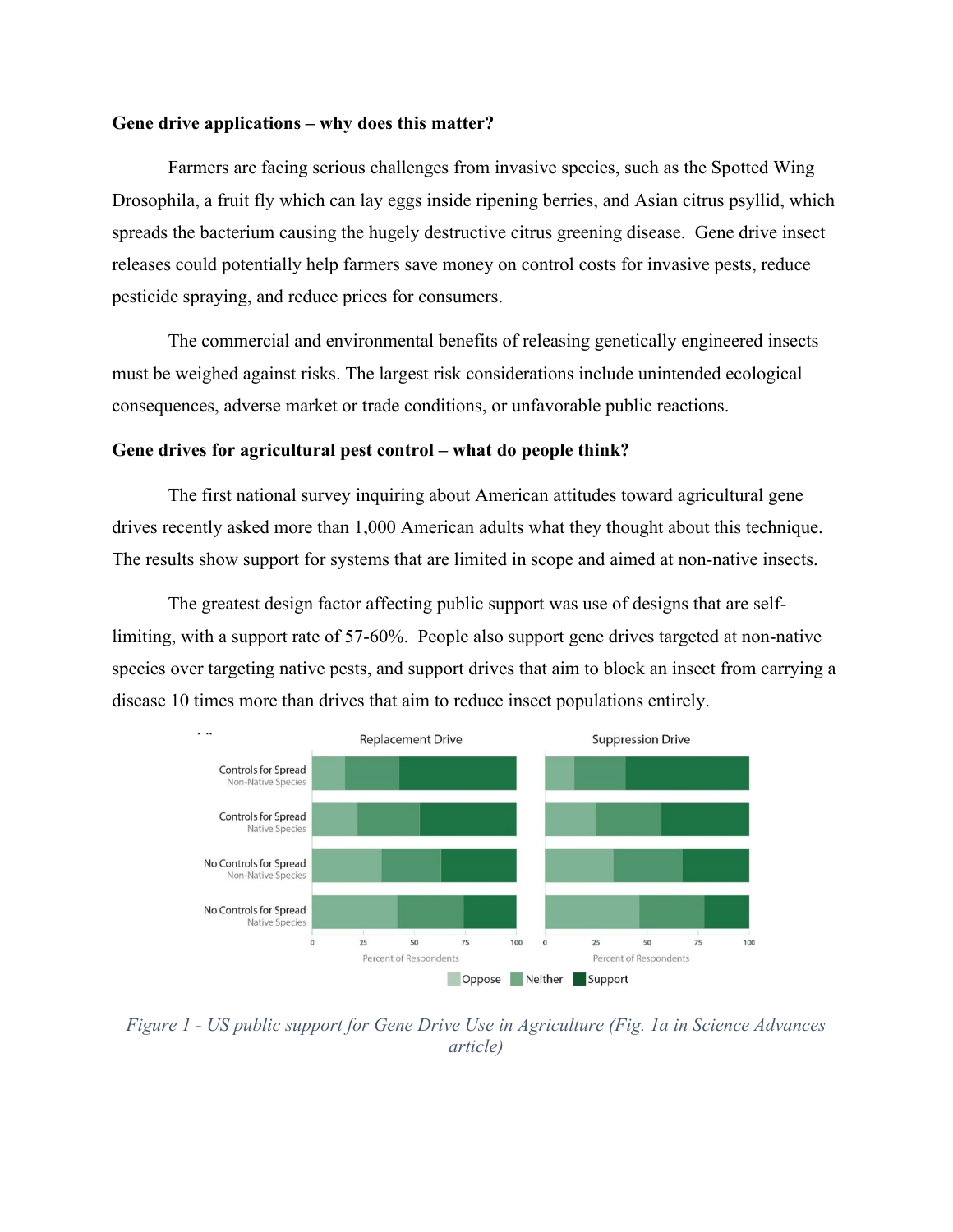**Gene drive applications – why does this matter?**

Farmers are facing serious challenges from invasive species, such as the Spotted Wing Drosophila, a fruit fly which can lay eggs inside ripening berries, and Asian citrus psyllid, which spreads the bacterium causing the hugely destructive citrus greening disease. Gene drive insect releases could potentially help farmers save money on control costs for invasive pests, reduce pesticide spraying, and reduce prices for consumers.

The commercial and environmental benefits of releasing genetically engineered insects must be weighed against risks. The largest risk considerations include unintended ecological consequences, adverse market or trade conditions, or unfavorable public reactions.

**Gene drives for agricultural pest control – what do people think?**

The first national survey inquiring about American attitudes toward agricultural gene drives recently asked more than 1,000 American adults what they thought about this technique. The results show support for systems that are limited in scope and aimed at non-native insects.

The greatest design factor affecting public support was use of designs that are self-limiting, with a support rate of 57-60%. People also support gene drives targeted at non-native species over targeting native pests, and support drives that aim to block an insect from carrying a disease 10 times more than drives that aim to reduce insect populations entirely.

*Figure 1 - US public support for Gene Drive Use in Agriculture (Fig. 1a in Science Advances article)*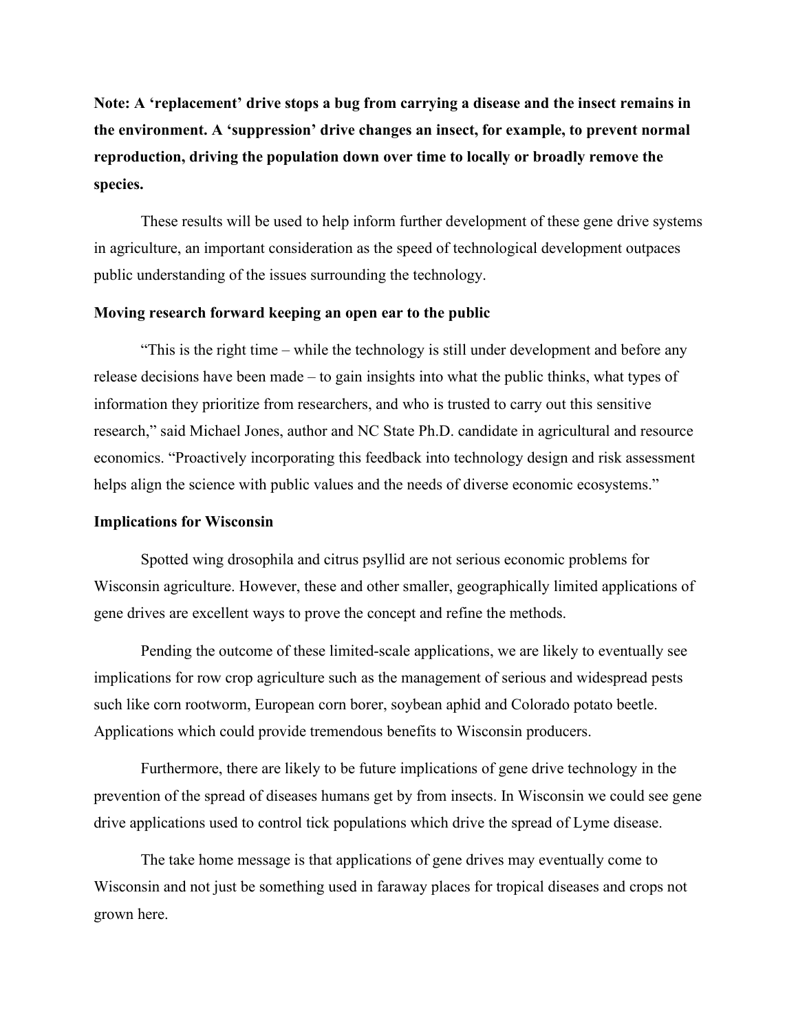**Note: A 'replacement' drive stops a bug from carrying a disease and the insect remains in the environment. A 'suppression' drive changes an insect, for example, to prevent normal reproduction, driving the population down over time to locally or broadly remove the species.**

These results will be used to help inform further development of these gene drive systems in agriculture, an important consideration as the speed of technological development outpaces public understanding of the issues surrounding the technology.

### Moving research forward keeping an open ear to the public

"This is the right time – while the technology is still under development and before any release decisions have been made – to gain insights into what the public thinks, what types of information they prioritize from researchers, and who is trusted to carry out this sensitive research," said Michael Jones, author and NC State Ph.D. candidate in agricultural and resource economics. "Proactively incorporating this feedback into technology design and risk assessment helps align the science with public values and the needs of diverse economic ecosystems."

### Implications for Wisconsin

Spotted wing drosophila and citrus psyllid are not serious economic problems for Wisconsin agriculture. However, these and other smaller, geographically limited applications of gene drives are excellent ways to prove the concept and refine the methods.

Pending the outcome of these limited-scale applications, we are likely to eventually see implications for row crop agriculture such as the management of serious and widespread pests such like corn rootworm, European corn borer, soybean aphid and Colorado potato beetle. Applications which could provide tremendous benefits to Wisconsin producers.

Furthermore, there are likely to be future implications of gene drive technology in the prevention of the spread of diseases humans get by from insects. In Wisconsin we could see gene drive applications used to control tick populations which drive the spread of Lyme disease.

The take home message is that applications of gene drives may eventually come to Wisconsin and not just be something used in faraway places for tropical diseases and crops not grown here.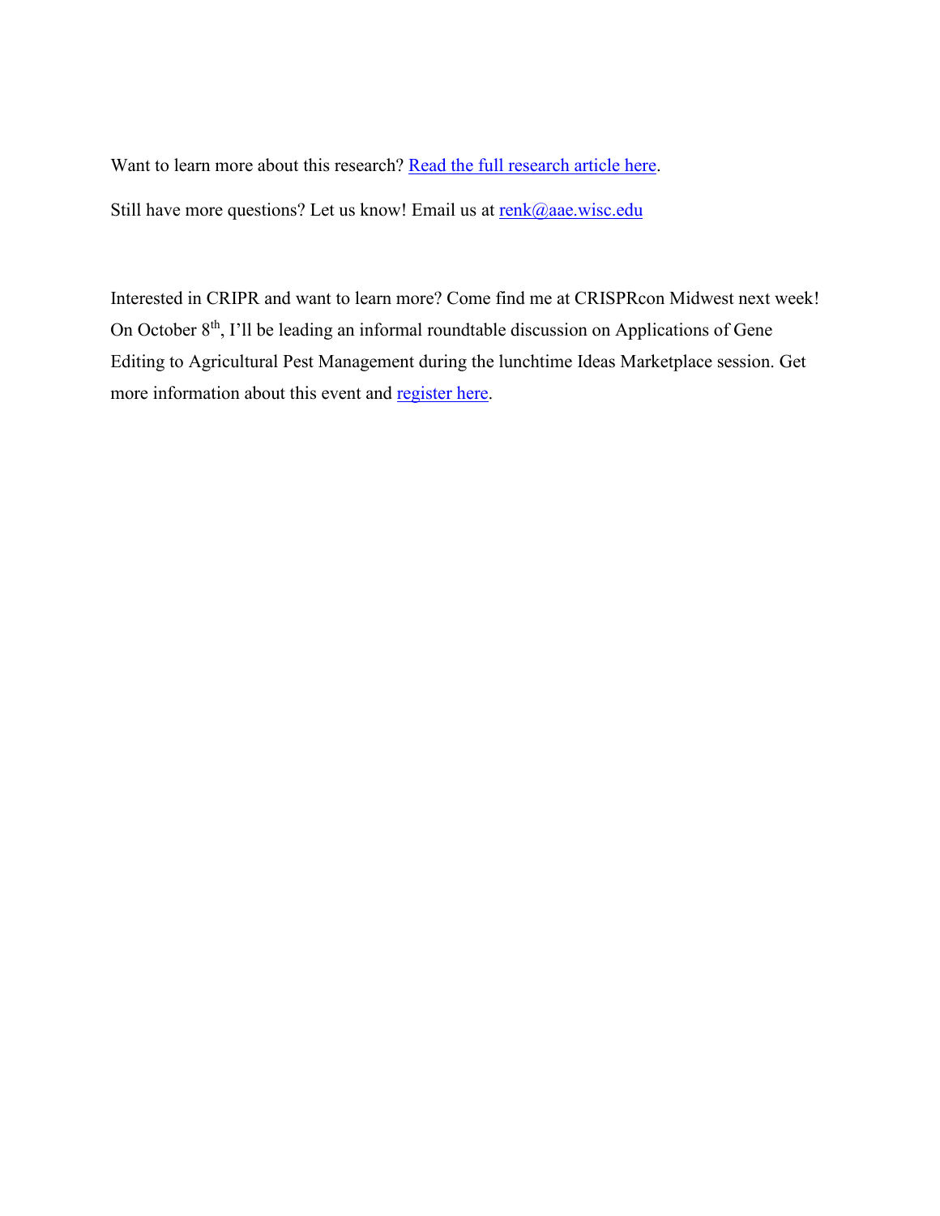Want to learn more about this research? Read the full research article here.

Still have more questions? Let us know! Email us at renk@aae.wisc.edu

Interested in CRIPR and want to learn more? Come find me at CRISPRcon Midwest next week! On October 8th, I'll be leading an informal roundtable discussion on Applications of Gene Editing to Agricultural Pest Management during the lunchtime Ideas Marketplace session. Get more information about this event and register here.